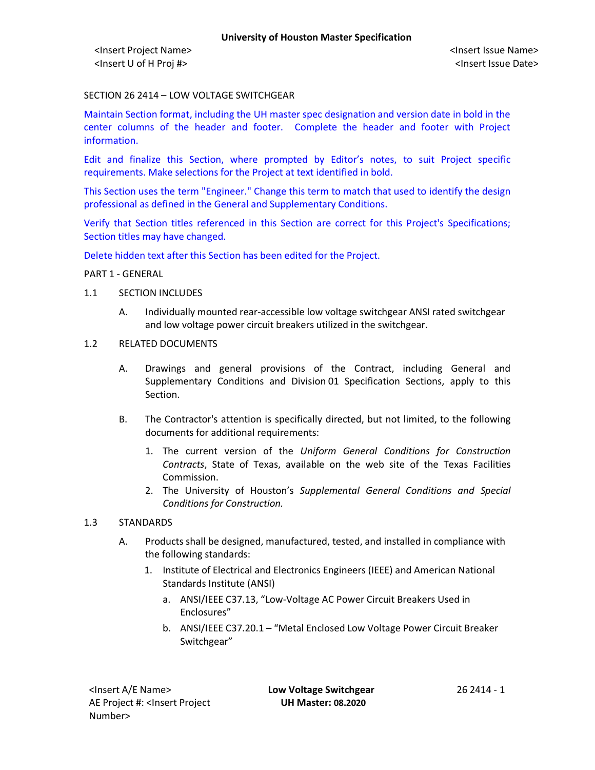SECTION 26 2414 – LOW VOLTAGE SWITCHGEAR

Maintain Section format, including the UH master spec designation and version date in bold in the center columns of the header and footer. Complete the header and footer with Project information.

Edit and finalize this Section, where prompted by Editor's notes, to suit Project specific requirements. Make selections for the Project at text identified in bold.

This Section uses the term "Engineer." Change this term to match that used to identify the design professional as defined in the General and Supplementary Conditions.

Verify that Section titles referenced in this Section are correct for this Project's Specifications; Section titles may have changed.

Delete hidden text after this Section has been edited for the Project.

PART 1 - GENERAL

1.1 SECTION INCLUDES

A. Individually mounted rear-accessible low voltage switchgear ANSI rated switchgear and low voltage power circuit breakers utilized in the switchgear.

1.2 RELATED DOCUMENTS

A. Drawings and general provisions of the Contract, including General and Supplementary Conditions and Division 01 Specification Sections, apply to this Section.

B. The Contractor's attention is specifically directed, but not limited, to the following documents for additional requirements:

1. The current version of the *Uniform General Conditions for Construction Contracts*, State of Texas, available on the web site of the Texas Facilities Commission.
2. The University of Houston's *Supplemental General Conditions and Special Conditions for Construction.*

1.3 STANDARDS

A. Products shall be designed, manufactured, tested, and installed in compliance with the following standards:

1. Institute of Electrical and Electronics Engineers (IEEE) and American National Standards Institute (ANSI)
   a. ANSI/IEEE C37.13, "Low-Voltage AC Power Circuit Breakers Used in Enclosures"
   b. ANSI/IEEE C37.20.1 – "Metal Enclosed Low Voltage Power Circuit Breaker Switchgear"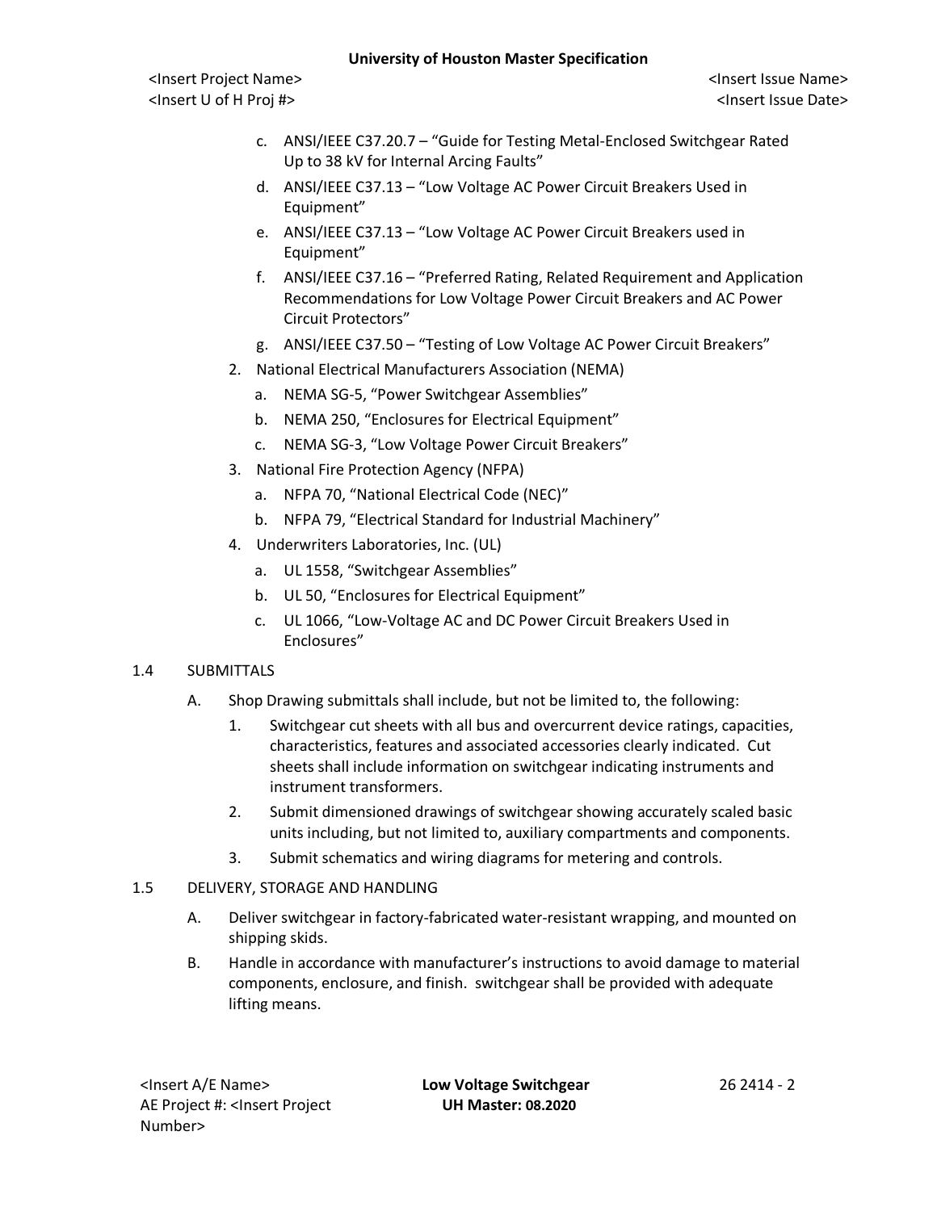c. ANSI/IEEE C37.20.7 – "Guide for Testing Metal-Enclosed Switchgear Rated Up to 38 kV for Internal Arcing Faults"
d. ANSI/IEEE C37.13 – "Low Voltage AC Power Circuit Breakers Used in Equipment"
e. ANSI/IEEE C37.13 – "Low Voltage AC Power Circuit Breakers used in Equipment"
f. ANSI/IEEE C37.16 – "Preferred Rating, Related Requirement and Application Recommendations for Low Voltage Power Circuit Breakers and AC Power Circuit Protectors"
g. ANSI/IEEE C37.50 – "Testing of Low Voltage AC Power Circuit Breakers"

2. National Electrical Manufacturers Association (NEMA)
   a. NEMA SG-5, "Power Switchgear Assemblies"
   b. NEMA 250, "Enclosures for Electrical Equipment"
   c. NEMA SG-3, "Low Voltage Power Circuit Breakers"
3. National Fire Protection Agency (NFPA)
   a. NFPA 70, "National Electrical Code (NEC)"
   b. NFPA 79, "Electrical Standard for Industrial Machinery"
4. Underwriters Laboratories, Inc. (UL)
   a. UL 1558, "Switchgear Assemblies"
   b. UL 50, "Enclosures for Electrical Equipment"
   c. UL 1066, "Low-Voltage AC and DC Power Circuit Breakers Used in Enclosures"

## 1.4 SUBMITTALS

A. Shop Drawing submittals shall include, but not be limited to, the following:
   1. Switchgear cut sheets with all bus and overcurrent device ratings, capacities, characteristics, features and associated accessories clearly indicated. Cut sheets shall include information on switchgear indicating instruments and instrument transformers.
   2. Submit dimensioned drawings of switchgear showing accurately scaled basic units including, but not limited to, auxiliary compartments and components.
   3. Submit schematics and wiring diagrams for metering and controls.

## 1.5 DELIVERY, STORAGE AND HANDLING

A. Deliver switchgear in factory-fabricated water-resistant wrapping, and mounted on shipping skids.

B. Handle in accordance with manufacturer's instructions to avoid damage to material components, enclosure, and finish. switchgear shall be provided with adequate lifting means.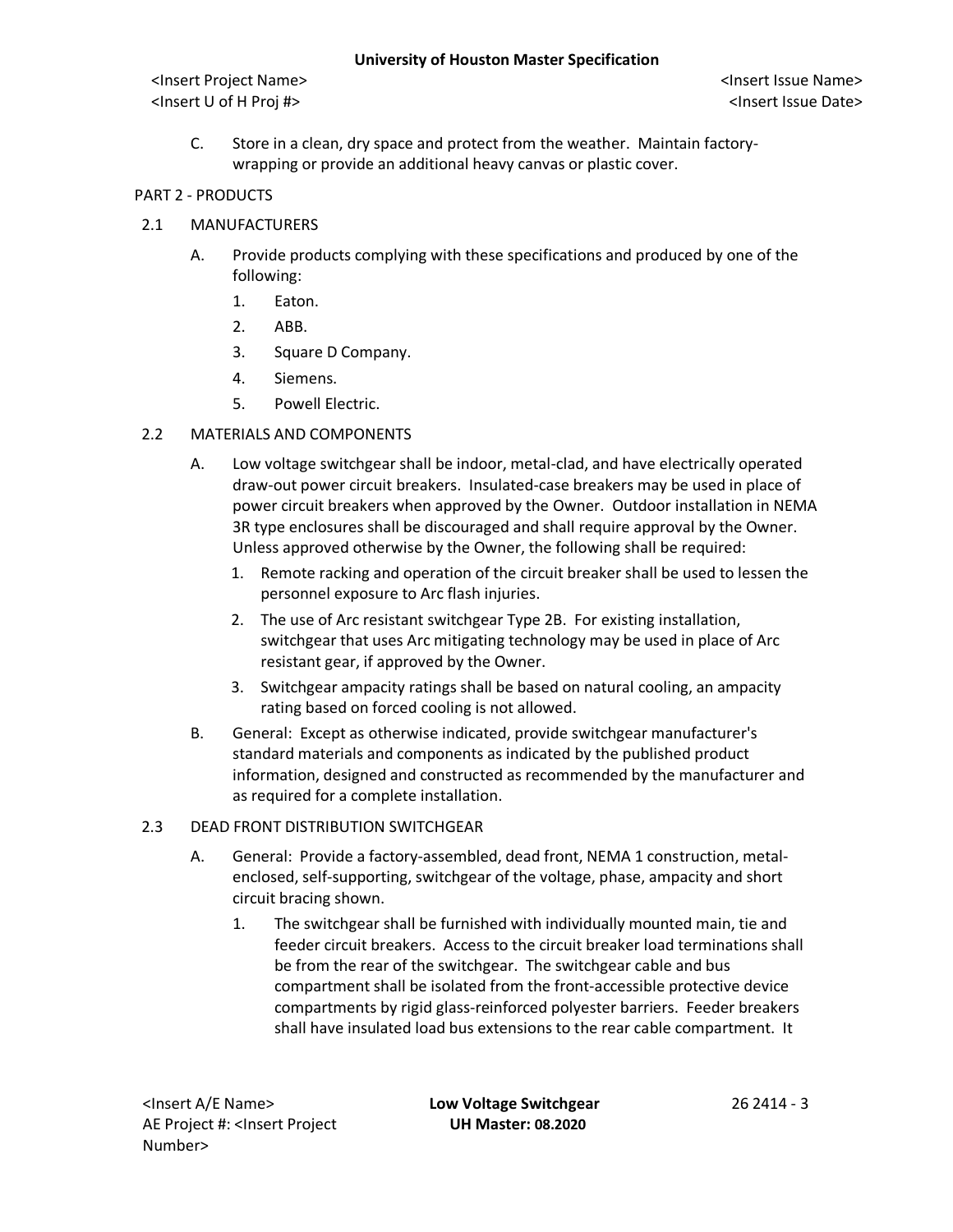C. Store in a clean, dry space and protect from the weather. Maintain factory-wrapping or provide an additional heavy canvas or plastic cover.

PART 2 - PRODUCTS

2.1 MANUFACTURERS

A. Provide products complying with these specifications and produced by one of the following:

1. Eaton.
2. ABB.
3. Square D Company.
4. Siemens.
5. Powell Electric.

2.2 MATERIALS AND COMPONENTS

A. Low voltage switchgear shall be indoor, metal-clad, and have electrically operated draw-out power circuit breakers. Insulated-case breakers may be used in place of power circuit breakers when approved by the Owner. Outdoor installation in NEMA 3R type enclosures shall be discouraged and shall require approval by the Owner. Unless approved otherwise by the Owner, the following shall be required:

1. Remote racking and operation of the circuit breaker shall be used to lessen the personnel exposure to Arc flash injuries.
2. The use of Arc resistant switchgear Type 2B. For existing installation, switchgear that uses Arc mitigating technology may be used in place of Arc resistant gear, if approved by the Owner.
3. Switchgear ampacity ratings shall be based on natural cooling, an ampacity rating based on forced cooling is not allowed.

B. General: Except as otherwise indicated, provide switchgear manufacturer's standard materials and components as indicated by the published product information, designed and constructed as recommended by the manufacturer and as required for a complete installation.

2.3 DEAD FRONT DISTRIBUTION SWITCHGEAR

A. General: Provide a factory-assembled, dead front, NEMA 1 construction, metal-enclosed, self-supporting, switchgear of the voltage, phase, ampacity and short circuit bracing shown.

1. The switchgear shall be furnished with individually mounted main, tie and feeder circuit breakers. Access to the circuit breaker load terminations shall be from the rear of the switchgear. The switchgear cable and bus compartment shall be isolated from the front-accessible protective device compartments by rigid glass-reinforced polyester barriers. Feeder breakers shall have insulated load bus extensions to the rear cable compartment. It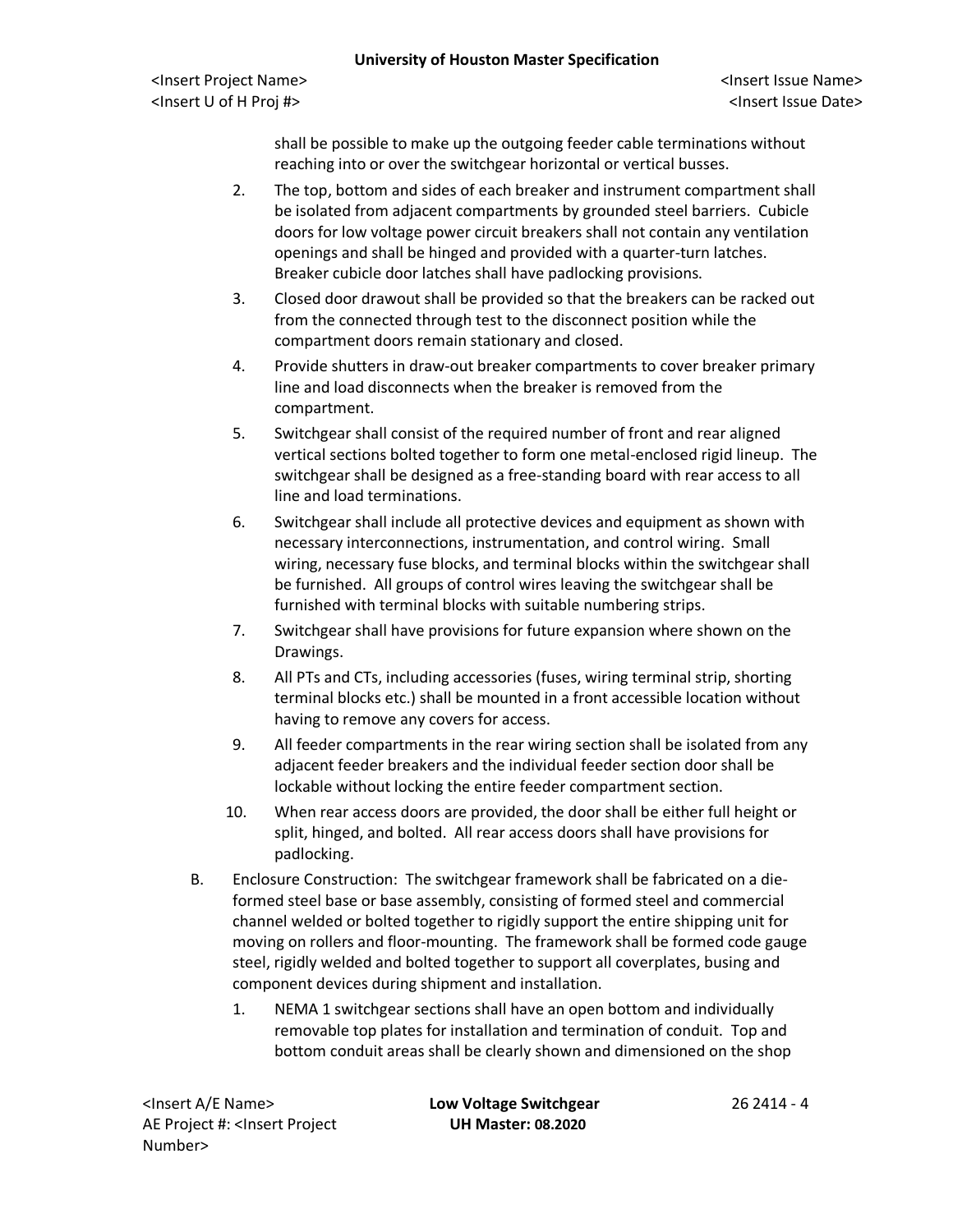shall be possible to make up the outgoing feeder cable terminations without reaching into or over the switchgear horizontal or vertical busses.

2. The top, bottom and sides of each breaker and instrument compartment shall be isolated from adjacent compartments by grounded steel barriers. Cubicle doors for low voltage power circuit breakers shall not contain any ventilation openings and shall be hinged and provided with a quarter-turn latches. Breaker cubicle door latches shall have padlocking provisions.
3. Closed door drawout shall be provided so that the breakers can be racked out from the connected through test to the disconnect position while the compartment doors remain stationary and closed.
4. Provide shutters in draw-out breaker compartments to cover breaker primary line and load disconnects when the breaker is removed from the compartment.
5. Switchgear shall consist of the required number of front and rear aligned vertical sections bolted together to form one metal-enclosed rigid lineup. The switchgear shall be designed as a free-standing board with rear access to all line and load terminations.
6. Switchgear shall include all protective devices and equipment as shown with necessary interconnections, instrumentation, and control wiring. Small wiring, necessary fuse blocks, and terminal blocks within the switchgear shall be furnished. All groups of control wires leaving the switchgear shall be furnished with terminal blocks with suitable numbering strips.
7. Switchgear shall have provisions for future expansion where shown on the Drawings.
8. All PTs and CTs, including accessories (fuses, wiring terminal strip, shorting terminal blocks etc.) shall be mounted in a front accessible location without having to remove any covers for access.
9. All feeder compartments in the rear wiring section shall be isolated from any adjacent feeder breakers and the individual feeder section door shall be lockable without locking the entire feeder compartment section.
10. When rear access doors are provided, the door shall be either full height or split, hinged, and bolted. All rear access doors shall have provisions for padlocking.

B. Enclosure Construction: The switchgear framework shall be fabricated on a die-formed steel base or base assembly, consisting of formed steel and commercial channel welded or bolted together to rigidly support the entire shipping unit for moving on rollers and floor-mounting. The framework shall be formed code gauge steel, rigidly welded and bolted together to support all coverplates, busing and component devices during shipment and installation.

1. NEMA 1 switchgear sections shall have an open bottom and individually removable top plates for installation and termination of conduit. Top and bottom conduit areas shall be clearly shown and dimensioned on the shop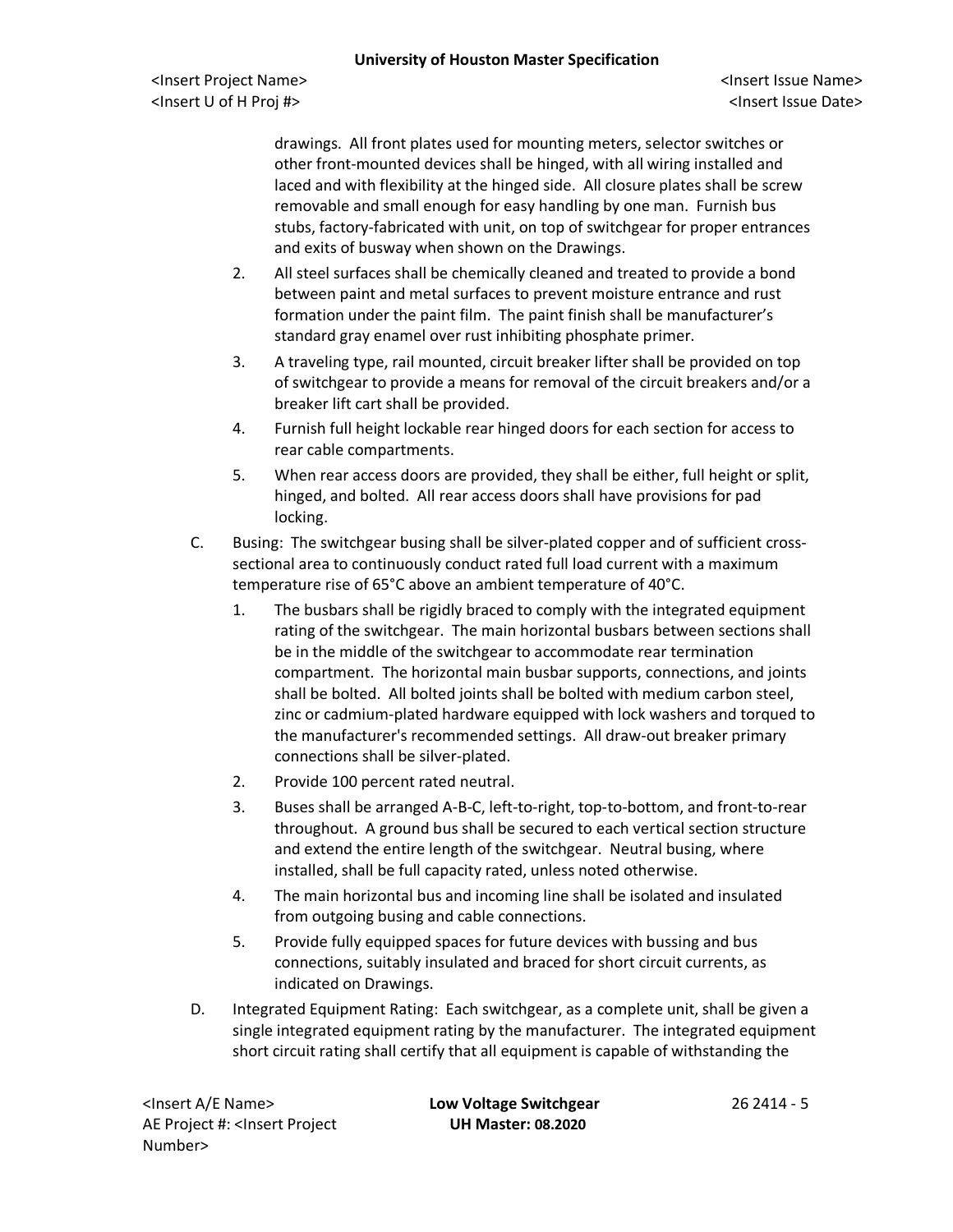drawings. All front plates used for mounting meters, selector switches or other front-mounted devices shall be hinged, with all wiring installed and laced and with flexibility at the hinged side. All closure plates shall be screw removable and small enough for easy handling by one man. Furnish bus stubs, factory-fabricated with unit, on top of switchgear for proper entrances and exits of busway when shown on the Drawings.

2. All steel surfaces shall be chemically cleaned and treated to provide a bond between paint and metal surfaces to prevent moisture entrance and rust formation under the paint film. The paint finish shall be manufacturer's standard gray enamel over rust inhibiting phosphate primer.
3. A traveling type, rail mounted, circuit breaker lifter shall be provided on top of switchgear to provide a means for removal of the circuit breakers and/or a breaker lift cart shall be provided.
4. Furnish full height lockable rear hinged doors for each section for access to rear cable compartments.
5. When rear access doors are provided, they shall be either, full height or split, hinged, and bolted. All rear access doors shall have provisions for pad locking.

C. Busing: The switchgear busing shall be silver-plated copper and of sufficient cross-sectional area to continuously conduct rated full load current with a maximum temperature rise of 65°C above an ambient temperature of 40°C.

1. The busbars shall be rigidly braced to comply with the integrated equipment rating of the switchgear. The main horizontal busbars between sections shall be in the middle of the switchgear to accommodate rear termination compartment. The horizontal main busbar supports, connections, and joints shall be bolted. All bolted joints shall be bolted with medium carbon steel, zinc or cadmium-plated hardware equipped with lock washers and torqued to the manufacturer's recommended settings. All draw-out breaker primary connections shall be silver-plated.
2. Provide 100 percent rated neutral.
3. Buses shall be arranged A-B-C, left-to-right, top-to-bottom, and front-to-rear throughout. A ground bus shall be secured to each vertical section structure and extend the entire length of the switchgear. Neutral busing, where installed, shall be full capacity rated, unless noted otherwise.
4. The main horizontal bus and incoming line shall be isolated and insulated from outgoing busing and cable connections.
5. Provide fully equipped spaces for future devices with bussing and bus connections, suitably insulated and braced for short circuit currents, as indicated on Drawings.

D. Integrated Equipment Rating: Each switchgear, as a complete unit, shall be given a single integrated equipment rating by the manufacturer. The integrated equipment short circuit rating shall certify that all equipment is capable of withstanding the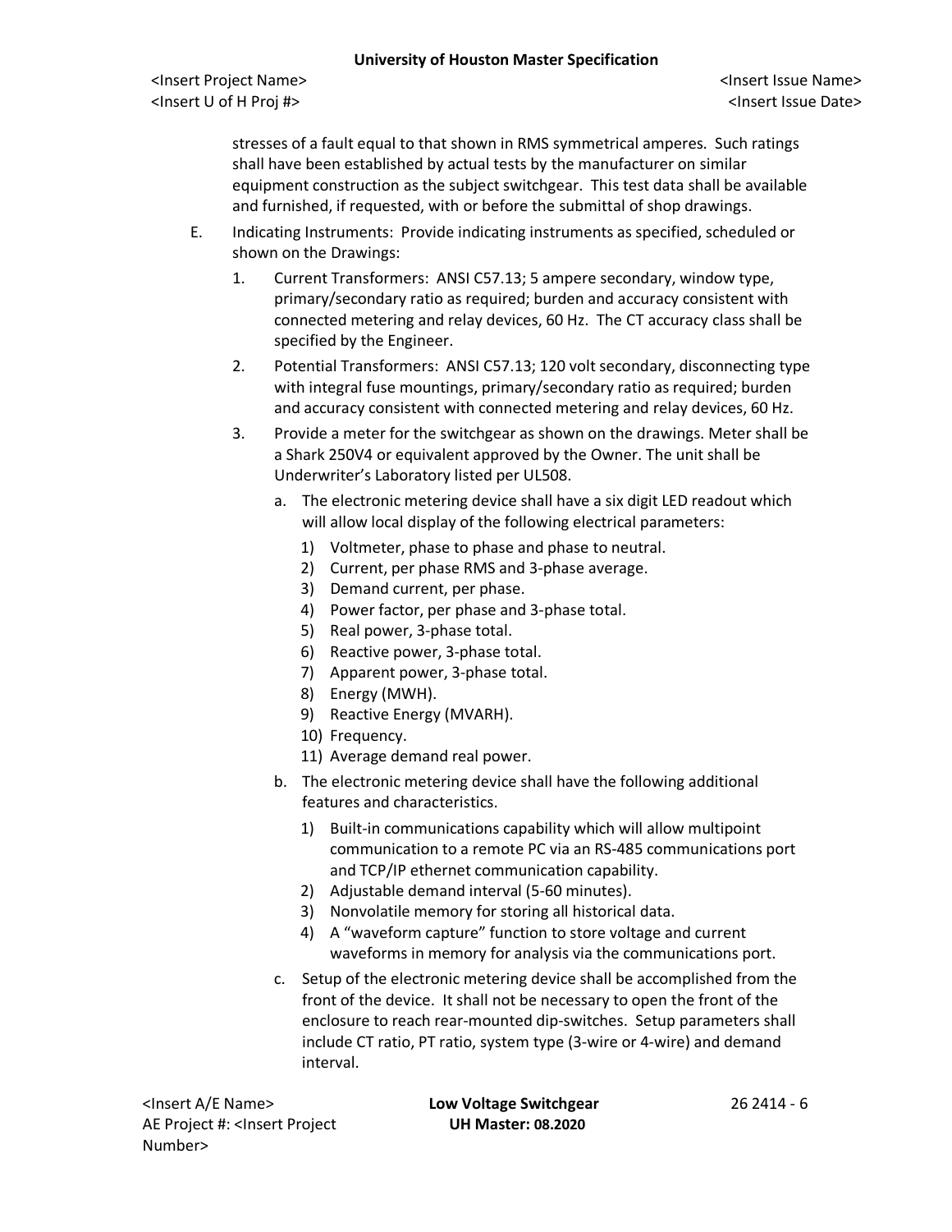stresses of a fault equal to that shown in RMS symmetrical amperes. Such ratings shall have been established by actual tests by the manufacturer on similar equipment construction as the subject switchgear. This test data shall be available and furnished, if requested, with or before the submittal of shop drawings.

E. Indicating Instruments: Provide indicating instruments as specified, scheduled or shown on the Drawings:

   1. Current Transformers: ANSI C57.13; 5 ampere secondary, window type, primary/secondary ratio as required; burden and accuracy consistent with connected metering and relay devices, 60 Hz. The CT accuracy class shall be specified by the Engineer.

   2. Potential Transformers: ANSI C57.13; 120 volt secondary, disconnecting type with integral fuse mountings, primary/secondary ratio as required; burden and accuracy consistent with connected metering and relay devices, 60 Hz.

   3. Provide a meter for the switchgear as shown on the drawings. Meter shall be a Shark 250V4 or equivalent approved by the Owner. The unit shall be Underwriter's Laboratory listed per UL508.

      a. The electronic metering device shall have a six digit LED readout which will allow local display of the following electrical parameters:

         1) Voltmeter, phase to phase and phase to neutral.
         2) Current, per phase RMS and 3-phase average.
         3) Demand current, per phase.
         4) Power factor, per phase and 3-phase total.
         5) Real power, 3-phase total.
         6) Reactive power, 3-phase total.
         7) Apparent power, 3-phase total.
         8) Energy (MWH).
         9) Reactive Energy (MVARH).
         10) Frequency.
         11) Average demand real power.

      b. The electronic metering device shall have the following additional features and characteristics.

         1) Built-in communications capability which will allow multipoint communication to a remote PC via an RS-485 communications port and TCP/IP ethernet communication capability.
         2) Adjustable demand interval (5-60 minutes).
         3) Nonvolatile memory for storing all historical data.
         4) A "waveform capture" function to store voltage and current waveforms in memory for analysis via the communications port.

      c. Setup of the electronic metering device shall be accomplished from the front of the device. It shall not be necessary to open the front of the enclosure to reach rear-mounted dip-switches. Setup parameters shall include CT ratio, PT ratio, system type (3-wire or 4-wire) and demand interval.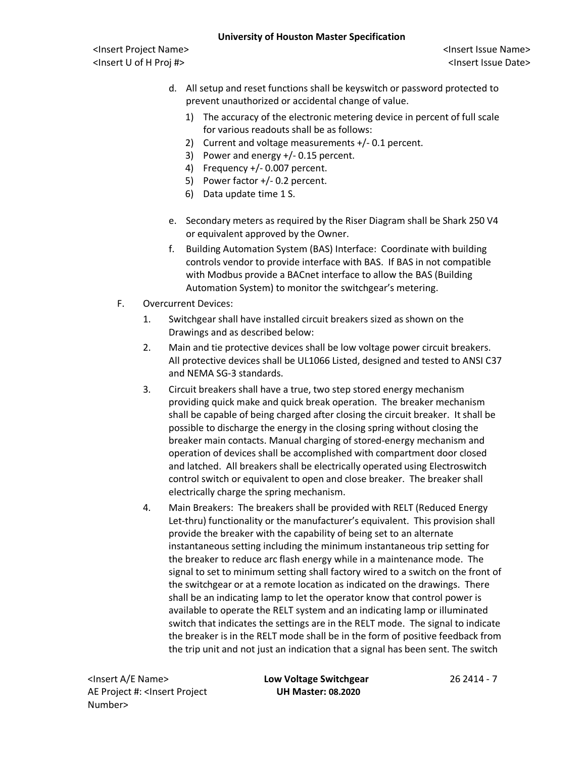d. All setup and reset functions shall be keyswitch or password protected to prevent unauthorized or accidental change of value.

   1) The accuracy of the electronic metering device in percent of full scale for various readouts shall be as follows:
   2) Current and voltage measurements +/- 0.1 percent.
   3) Power and energy +/- 0.15 percent.
   4) Frequency +/- 0.007 percent.
   5) Power factor +/- 0.2 percent.
   6) Data update time 1 S.

e. Secondary meters as required by the Riser Diagram shall be Shark 250 V4 or equivalent approved by the Owner.

f. Building Automation System (BAS) Interface: Coordinate with building controls vendor to provide interface with BAS. If BAS in not compatible with Modbus provide a BACnet interface to allow the BAS (Building Automation System) to monitor the switchgear's metering.

F. Overcurrent Devices:

1. Switchgear shall have installed circuit breakers sized as shown on the Drawings and as described below:

2. Main and tie protective devices shall be low voltage power circuit breakers. All protective devices shall be UL1066 Listed, designed and tested to ANSI C37 and NEMA SG-3 standards.

3. Circuit breakers shall have a true, two step stored energy mechanism providing quick make and quick break operation. The breaker mechanism shall be capable of being charged after closing the circuit breaker. It shall be possible to discharge the energy in the closing spring without closing the breaker main contacts. Manual charging of stored-energy mechanism and operation of devices shall be accomplished with compartment door closed and latched. All breakers shall be electrically operated using Electroswitch control switch or equivalent to open and close breaker. The breaker shall electrically charge the spring mechanism.

4. Main Breakers: The breakers shall be provided with RELT (Reduced Energy Let-thru) functionality or the manufacturer's equivalent. This provision shall provide the breaker with the capability of being set to an alternate instantaneous setting including the minimum instantaneous trip setting for the breaker to reduce arc flash energy while in a maintenance mode. The signal to set to minimum setting shall factory wired to a switch on the front of the switchgear or at a remote location as indicated on the drawings. There shall be an indicating lamp to let the operator know that control power is available to operate the RELT system and an indicating lamp or illuminated switch that indicates the settings are in the RELT mode. The signal to indicate the breaker is in the RELT mode shall be in the form of positive feedback from the trip unit and not just an indication that a signal has been sent. The switch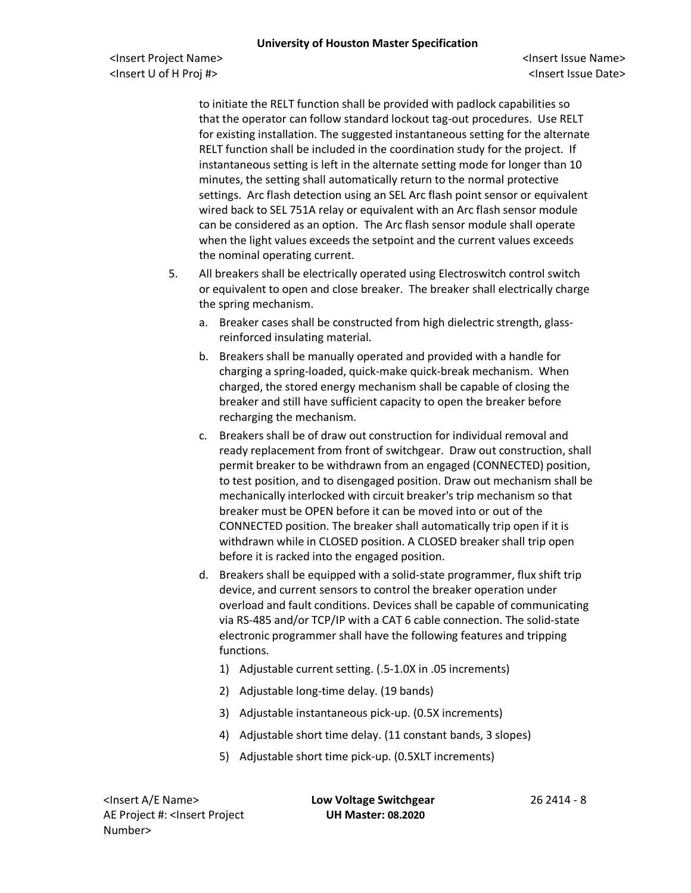to initiate the RELT function shall be provided with padlock capabilities so that the operator can follow standard lockout tag-out procedures. Use RELT for existing installation. The suggested instantaneous setting for the alternate RELT function shall be included in the coordination study for the project. If instantaneous setting is left in the alternate setting mode for longer than 10 minutes, the setting shall automatically return to the normal protective settings. Arc flash detection using an SEL Arc flash point sensor or equivalent wired back to SEL 751A relay or equivalent with an Arc flash sensor module can be considered as an option. The Arc flash sensor module shall operate when the light values exceeds the setpoint and the current values exceeds the nominal operating current.

5. All breakers shall be electrically operated using Electroswitch control switch or equivalent to open and close breaker. The breaker shall electrically charge the spring mechanism.
   a. Breaker cases shall be constructed from high dielectric strength, glass-reinforced insulating material.
   b. Breakers shall be manually operated and provided with a handle for charging a spring-loaded, quick-make quick-break mechanism. When charged, the stored energy mechanism shall be capable of closing the breaker and still have sufficient capacity to open the breaker before recharging the mechanism.
   c. Breakers shall be of draw out construction for individual removal and ready replacement from front of switchgear. Draw out construction, shall permit breaker to be withdrawn from an engaged (CONNECTED) position, to test position, and to disengaged position. Draw out mechanism shall be mechanically interlocked with circuit breaker's trip mechanism so that breaker must be OPEN before it can be moved into or out of the CONNECTED position. The breaker shall automatically trip open if it is withdrawn while in CLOSED position. A CLOSED breaker shall trip open before it is racked into the engaged position.
   d. Breakers shall be equipped with a solid-state programmer, flux shift trip device, and current sensors to control the breaker operation under overload and fault conditions. Devices shall be capable of communicating via RS-485 and/or TCP/IP with a CAT 6 cable connection. The solid-state electronic programmer shall have the following features and tripping functions.
      1) Adjustable current setting. (.5-1.0X in .05 increments)
      2) Adjustable long-time delay. (19 bands)
      3) Adjustable instantaneous pick-up. (0.5X increments)
      4) Adjustable short time delay. (11 constant bands, 3 slopes)
      5) Adjustable short time pick-up. (0.5XLT increments)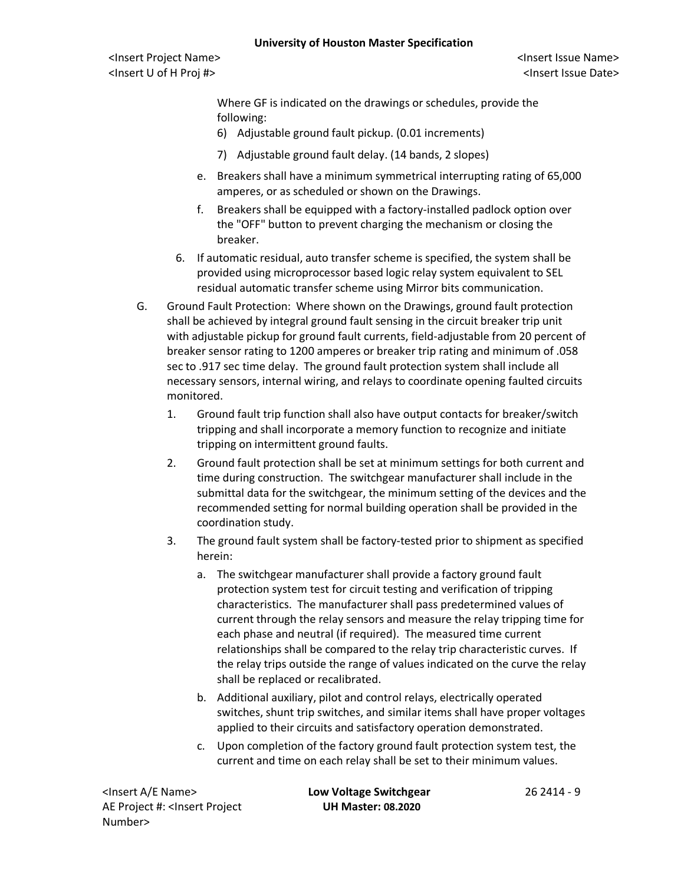Where GF is indicated on the drawings or schedules, provide the following:

6) Adjustable ground fault pickup. (0.01 increments)

7) Adjustable ground fault delay. (14 bands, 2 slopes)

e. Breakers shall have a minimum symmetrical interrupting rating of 65,000 amperes, or as scheduled or shown on the Drawings.

f. Breakers shall be equipped with a factory-installed padlock option over the "OFF" button to prevent charging the mechanism or closing the breaker.

6. If automatic residual, auto transfer scheme is specified, the system shall be provided using microprocessor based logic relay system equivalent to SEL residual automatic transfer scheme using Mirror bits communication.

G. Ground Fault Protection: Where shown on the Drawings, ground fault protection shall be achieved by integral ground fault sensing in the circuit breaker trip unit with adjustable pickup for ground fault currents, field-adjustable from 20 percent of breaker sensor rating to 1200 amperes or breaker trip rating and minimum of .058 sec to .917 sec time delay. The ground fault protection system shall include all necessary sensors, internal wiring, and relays to coordinate opening faulted circuits monitored.

1. Ground fault trip function shall also have output contacts for breaker/switch tripping and shall incorporate a memory function to recognize and initiate tripping on intermittent ground faults.

2. Ground fault protection shall be set at minimum settings for both current and time during construction. The switchgear manufacturer shall include in the submittal data for the switchgear, the minimum setting of the devices and the recommended setting for normal building operation shall be provided in the coordination study.

3. The ground fault system shall be factory-tested prior to shipment as specified herein:

   a. The switchgear manufacturer shall provide a factory ground fault protection system test for circuit testing and verification of tripping characteristics. The manufacturer shall pass predetermined values of current through the relay sensors and measure the relay tripping time for each phase and neutral (if required). The measured time current relationships shall be compared to the relay trip characteristic curves. If the relay trips outside the range of values indicated on the curve the relay shall be replaced or recalibrated.

   b. Additional auxiliary, pilot and control relays, electrically operated switches, shunt trip switches, and similar items shall have proper voltages applied to their circuits and satisfactory operation demonstrated.

   c. Upon completion of the factory ground fault protection system test, the current and time on each relay shall be set to their minimum values.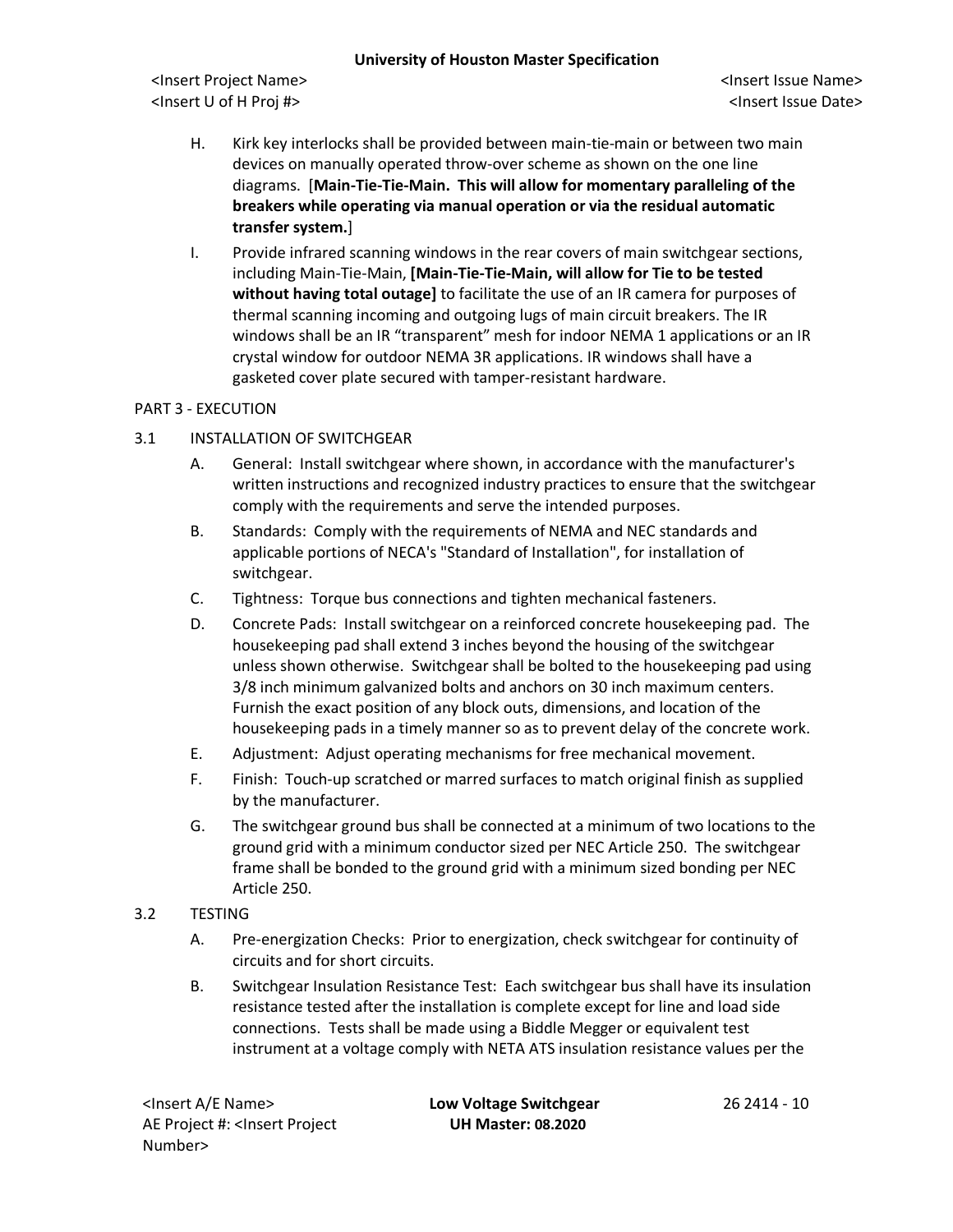H. Kirk key interlocks shall be provided between main-tie-main or between two main devices on manually operated throw-over scheme as shown on the one line diagrams. [**Main-Tie-Tie-Main. This will allow for momentary paralleling of the breakers while operating via manual operation or via the residual automatic transfer system.**]

I. Provide infrared scanning windows in the rear covers of main switchgear sections, including Main-Tie-Main, **[Main-Tie-Tie-Main, will allow for Tie to be tested without having total outage]** to facilitate the use of an IR camera for purposes of thermal scanning incoming and outgoing lugs of main circuit breakers. The IR windows shall be an IR "transparent" mesh for indoor NEMA 1 applications or an IR crystal window for outdoor NEMA 3R applications. IR windows shall have a gasketed cover plate secured with tamper-resistant hardware.

## PART 3 - EXECUTION

### 3.1 INSTALLATION OF SWITCHGEAR

A. General: Install switchgear where shown, in accordance with the manufacturer's written instructions and recognized industry practices to ensure that the switchgear comply with the requirements and serve the intended purposes.

B. Standards: Comply with the requirements of NEMA and NEC standards and applicable portions of NECA's "Standard of Installation", for installation of switchgear.

C. Tightness: Torque bus connections and tighten mechanical fasteners.

D. Concrete Pads: Install switchgear on a reinforced concrete housekeeping pad. The housekeeping pad shall extend 3 inches beyond the housing of the switchgear unless shown otherwise. Switchgear shall be bolted to the housekeeping pad using 3/8 inch minimum galvanized bolts and anchors on 30 inch maximum centers. Furnish the exact position of any block outs, dimensions, and location of the housekeeping pads in a timely manner so as to prevent delay of the concrete work.

E. Adjustment: Adjust operating mechanisms for free mechanical movement.

F. Finish: Touch-up scratched or marred surfaces to match original finish as supplied by the manufacturer.

G. The switchgear ground bus shall be connected at a minimum of two locations to the ground grid with a minimum conductor sized per NEC Article 250. The switchgear frame shall be bonded to the ground grid with a minimum sized bonding per NEC Article 250.

### 3.2 TESTING

A. Pre-energization Checks: Prior to energization, check switchgear for continuity of circuits and for short circuits.

B. Switchgear Insulation Resistance Test: Each switchgear bus shall have its insulation resistance tested after the installation is complete except for line and load side connections. Tests shall be made using a Biddle Megger or equivalent test instrument at a voltage comply with NETA ATS insulation resistance values per the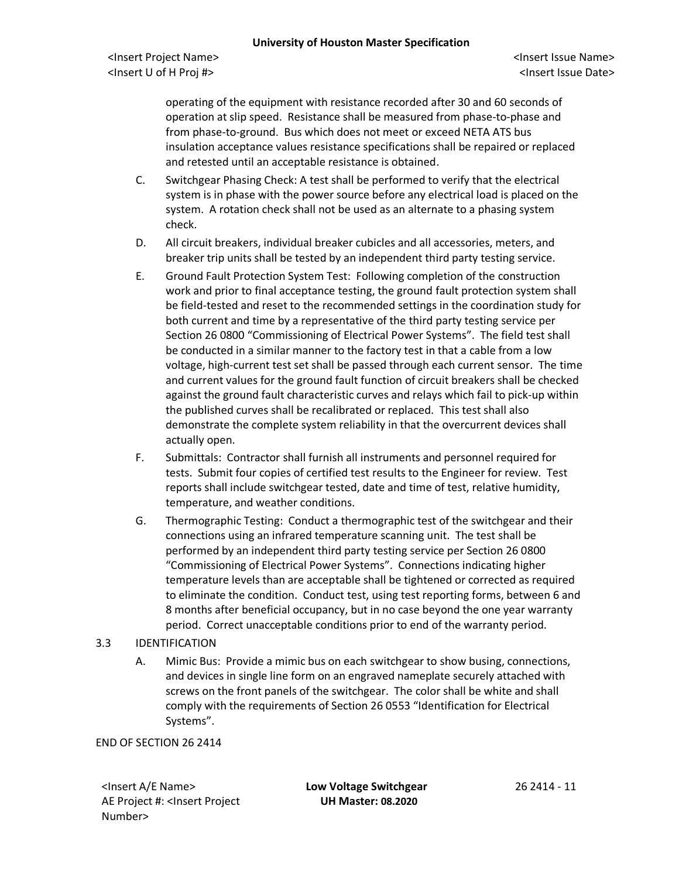operating of the equipment with resistance recorded after 30 and 60 seconds of operation at slip speed. Resistance shall be measured from phase-to-phase and from phase-to-ground. Bus which does not meet or exceed NETA ATS bus insulation acceptance values resistance specifications shall be repaired or replaced and retested until an acceptable resistance is obtained.

C. Switchgear Phasing Check: A test shall be performed to verify that the electrical system is in phase with the power source before any electrical load is placed on the system. A rotation check shall not be used as an alternate to a phasing system check.

D. All circuit breakers, individual breaker cubicles and all accessories, meters, and breaker trip units shall be tested by an independent third party testing service.

E. Ground Fault Protection System Test: Following completion of the construction work and prior to final acceptance testing, the ground fault protection system shall be field-tested and reset to the recommended settings in the coordination study for both current and time by a representative of the third party testing service per Section 26 0800 "Commissioning of Electrical Power Systems". The field test shall be conducted in a similar manner to the factory test in that a cable from a low voltage, high-current test set shall be passed through each current sensor. The time and current values for the ground fault function of circuit breakers shall be checked against the ground fault characteristic curves and relays which fail to pick-up within the published curves shall be recalibrated or replaced. This test shall also demonstrate the complete system reliability in that the overcurrent devices shall actually open.

F. Submittals: Contractor shall furnish all instruments and personnel required for tests. Submit four copies of certified test results to the Engineer for review. Test reports shall include switchgear tested, date and time of test, relative humidity, temperature, and weather conditions.

G. Thermographic Testing: Conduct a thermographic test of the switchgear and their connections using an infrared temperature scanning unit. The test shall be performed by an independent third party testing service per Section 26 0800 "Commissioning of Electrical Power Systems". Connections indicating higher temperature levels than are acceptable shall be tightened or corrected as required to eliminate the condition. Conduct test, using test reporting forms, between 6 and 8 months after beneficial occupancy, but in no case beyond the one year warranty period. Correct unacceptable conditions prior to end of the warranty period.

3.3 IDENTIFICATION

A. Mimic Bus: Provide a mimic bus on each switchgear to show busing, connections, and devices in single line form on an engraved nameplate securely attached with screws on the front panels of the switchgear. The color shall be white and shall comply with the requirements of Section 26 0553 "Identification for Electrical Systems".

END OF SECTION 26 2414